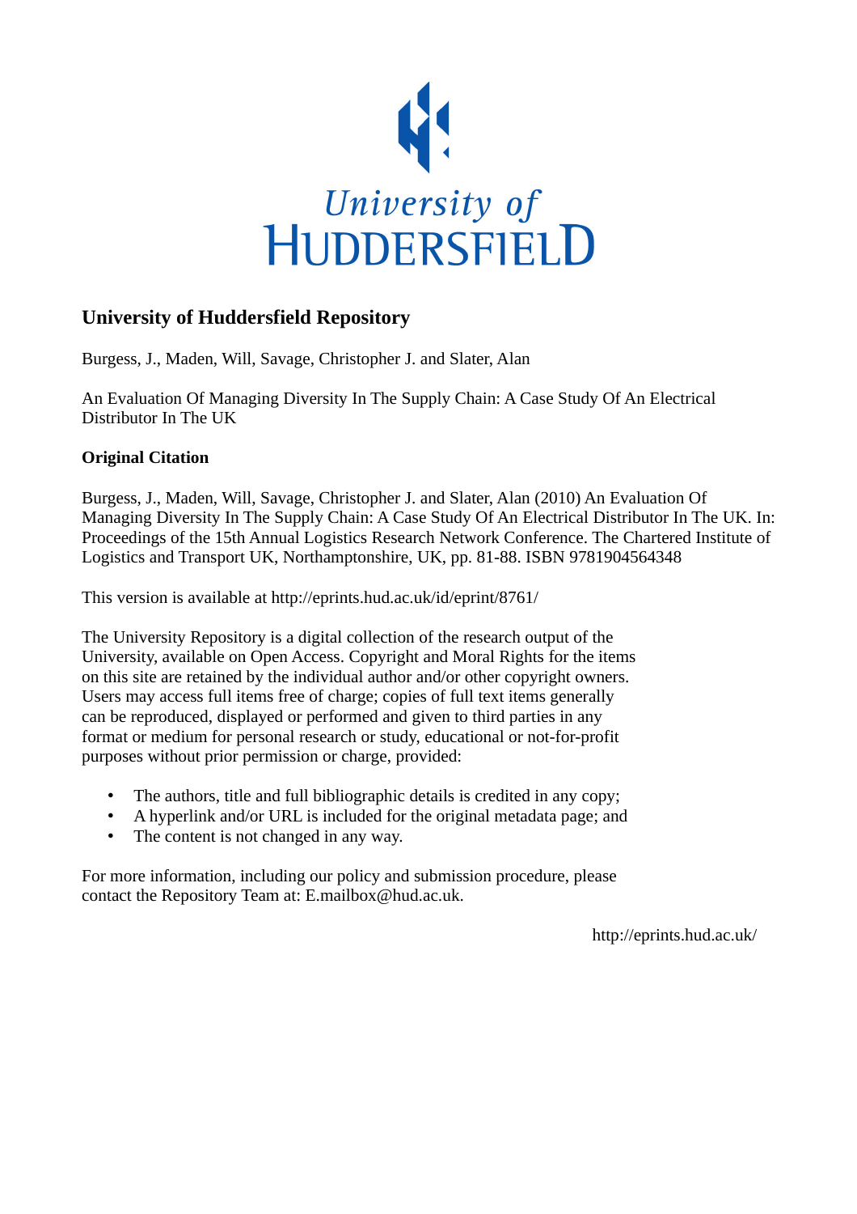University of Huddersfield

## University of Huddersfield Repository

Burgess, J., Maden, Will, Savage, Christopher J. and Slater, Alan

An Evaluation Of Managing Diversity In The Supply Chain: A Case Study Of An Electrical Distributor In The UK

### Original Citation

Burgess, J., Maden, Will, Savage, Christopher J. and Slater, Alan (2010) An Evaluation Of Managing Diversity In The Supply Chain: A Case Study Of An Electrical Distributor In The UK. In: Proceedings of the 15th Annual Logistics Research Network Conference. The Chartered Institute of Logistics and Transport UK, Northamptonshire, UK, pp. 81-88. ISBN 9781904564348

This version is available at http://eprints.hud.ac.uk/id/eprint/8761/

The University Repository is a digital collection of the research output of the University, available on Open Access. Copyright and Moral Rights for the items on this site are retained by the individual author and/or other copyright owners. Users may access full items free of charge; copies of full text items generally can be reproduced, displayed or performed and given to third parties in any format or medium for personal research or study, educational or not-for-profit purposes without prior permission or charge, provided:

- The authors, title and full bibliographic details is credited in any copy;
- A hyperlink and/or URL is included for the original metadata page; and
- The content is not changed in any way.

For more information, including our policy and submission procedure, please contact the Repository Team at: E.mailbox@hud.ac.uk.

http://eprints.hud.ac.uk/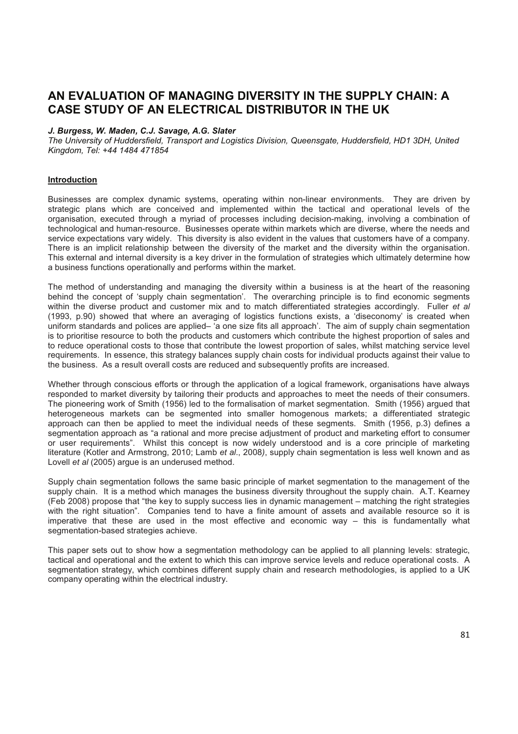# AN EVALUATION OF MANAGING DIVERSITY IN THE SUPPLY CHAIN: A CASE STUDY OF AN ELECTRICAL DISTRIBUTOR IN THE UK

***J. Burgess, W. Maden, C.J. Savage, A.G. Slater***

*The University of Huddersfield, Transport and Logistics Division, Queensgate, Huddersfield, HD1 3DH, United Kingdom, Tel: +44 1484 471854*

## Introduction

Businesses are complex dynamic systems, operating within non-linear environments. They are driven by strategic plans which are conceived and implemented within the tactical and operational levels of the organisation, executed through a myriad of processes including decision-making, involving a combination of technological and human-resource. Businesses operate within markets which are diverse, where the needs and service expectations vary widely. This diversity is also evident in the values that customers have of a company. There is an implicit relationship between the diversity of the market and the diversity within the organisation. This external and internal diversity is a key driver in the formulation of strategies which ultimately determine how a business functions operationally and performs within the market.

The method of understanding and managing the diversity within a business is at the heart of the reasoning behind the concept of 'supply chain segmentation'. The overarching principle is to find economic segments within the diverse product and customer mix and to match differentiated strategies accordingly. Fuller *et al* (1993, p.90) showed that where an averaging of logistics functions exists, a 'diseconomy' is created when uniform standards and polices are applied– 'a one size fits all approach'. The aim of supply chain segmentation is to prioritise resource to both the products and customers which contribute the highest proportion of sales and to reduce operational costs to those that contribute the lowest proportion of sales, whilst matching service level requirements. In essence, this strategy balances supply chain costs for individual products against their value to the business. As a result overall costs are reduced and subsequently profits are increased.

Whether through conscious efforts or through the application of a logical framework, organisations have always responded to market diversity by tailoring their products and approaches to meet the needs of their consumers. The pioneering work of Smith (1956) led to the formalisation of market segmentation. Smith (1956) argued that heterogeneous markets can be segmented into smaller homogenous markets; a differentiated strategic approach can then be applied to meet the individual needs of these segments. Smith (1956, p.3) defines a segmentation approach as "a rational and more precise adjustment of product and marketing effort to consumer or user requirements". Whilst this concept is now widely understood and is a core principle of marketing literature (Kotler and Armstrong, 2010; Lamb *et al*., 2008), supply chain segmentation is less well known and as Lovell *et al* (2005) argue is an underused method.

Supply chain segmentation follows the same basic principle of market segmentation to the management of the supply chain. It is a method which manages the business diversity throughout the supply chain. A.T. Kearney (Feb 2008) propose that "the key to supply success lies in dynamic management – matching the right strategies with the right situation". Companies tend to have a finite amount of assets and available resource so it is imperative that these are used in the most effective and economic way – this is fundamentally what segmentation-based strategies achieve.

This paper sets out to show how a segmentation methodology can be applied to all planning levels: strategic, tactical and operational and the extent to which this can improve service levels and reduce operational costs. A segmentation strategy, which combines different supply chain and research methodologies, is applied to a UK company operating within the electrical industry.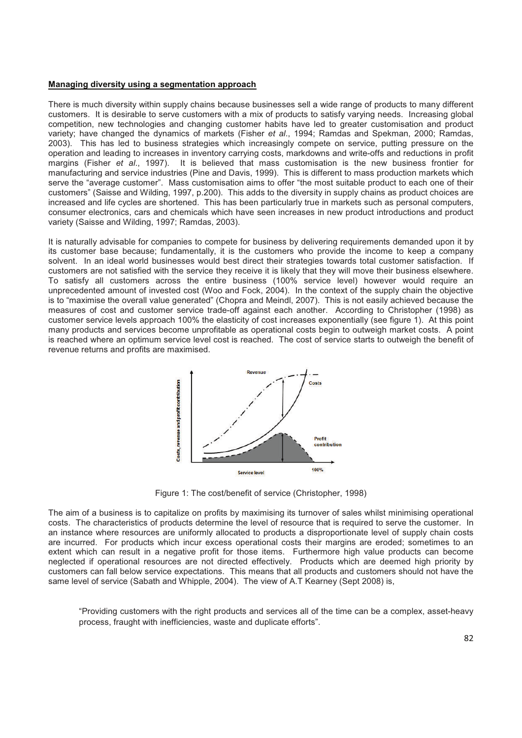**Managing diversity using a segmentation approach**

There is much diversity within supply chains because businesses sell a wide range of products to many different customers. It is desirable to serve customers with a mix of products to satisfy varying needs. Increasing global competition, new technologies and changing customer habits have led to greater customisation and product variety; have changed the dynamics of markets (Fisher *et al*., 1994; Ramdas and Spekman, 2000; Ramdas, 2003). This has led to business strategies which increasingly compete on service, putting pressure on the operation and leading to increases in inventory carrying costs, markdowns and write-offs and reductions in profit margins (Fisher *et al*., 1997). It is believed that mass customisation is the new business frontier for manufacturing and service industries (Pine and Davis, 1999). This is different to mass production markets which serve the "average customer". Mass customisation aims to offer "the most suitable product to each one of their customers" (Saisse and Wilding, 1997, p.200). This adds to the diversity in supply chains as product choices are increased and life cycles are shortened. This has been particularly true in markets such as personal computers, consumer electronics, cars and chemicals which have seen increases in new product introductions and product variety (Saisse and Wilding, 1997; Ramdas, 2003).

It is naturally advisable for companies to compete for business by delivering requirements demanded upon it by its customer base because; fundamentally, it is the customers who provide the income to keep a company solvent. In an ideal world businesses would best direct their strategies towards total customer satisfaction. If customers are not satisfied with the service they receive it is likely that they will move their business elsewhere. To satisfy all customers across the entire business (100% service level) however would require an unprecedented amount of invested cost (Woo and Fock, 2004). In the context of the supply chain the objective is to "maximise the overall value generated" (Chopra and Meindl, 2007). This is not easily achieved because the measures of cost and customer service trade-off against each other. According to Christopher (1998) as customer service levels approach 100% the elasticity of cost increases exponentially (see figure 1). At this point many products and services become unprofitable as operational costs begin to outweigh market costs. A point is reached where an optimum service level cost is reached. The cost of service starts to outweigh the benefit of revenue returns and profits are maximised.

Figure 1: The cost/benefit of service (Christopher, 1998)

The aim of a business is to capitalize on profits by maximising its turnover of sales whilst minimising operational costs. The characteristics of products determine the level of resource that is required to serve the customer. In an instance where resources are uniformly allocated to products a disproportionate level of supply chain costs are incurred. For products which incur excess operational costs their margins are eroded; sometimes to an extent which can result in a negative profit for those items. Furthermore high value products can become neglected if operational resources are not directed effectively. Products which are deemed high priority by customers can fall below service expectations. This means that all products and customers should not have the same level of service (Sabath and Whipple, 2004). The view of A.T Kearney (Sept 2008) is,

> "Providing customers with the right products and services all of the time can be a complex, asset-heavy process, fraught with inefficiencies, waste and duplicate efforts".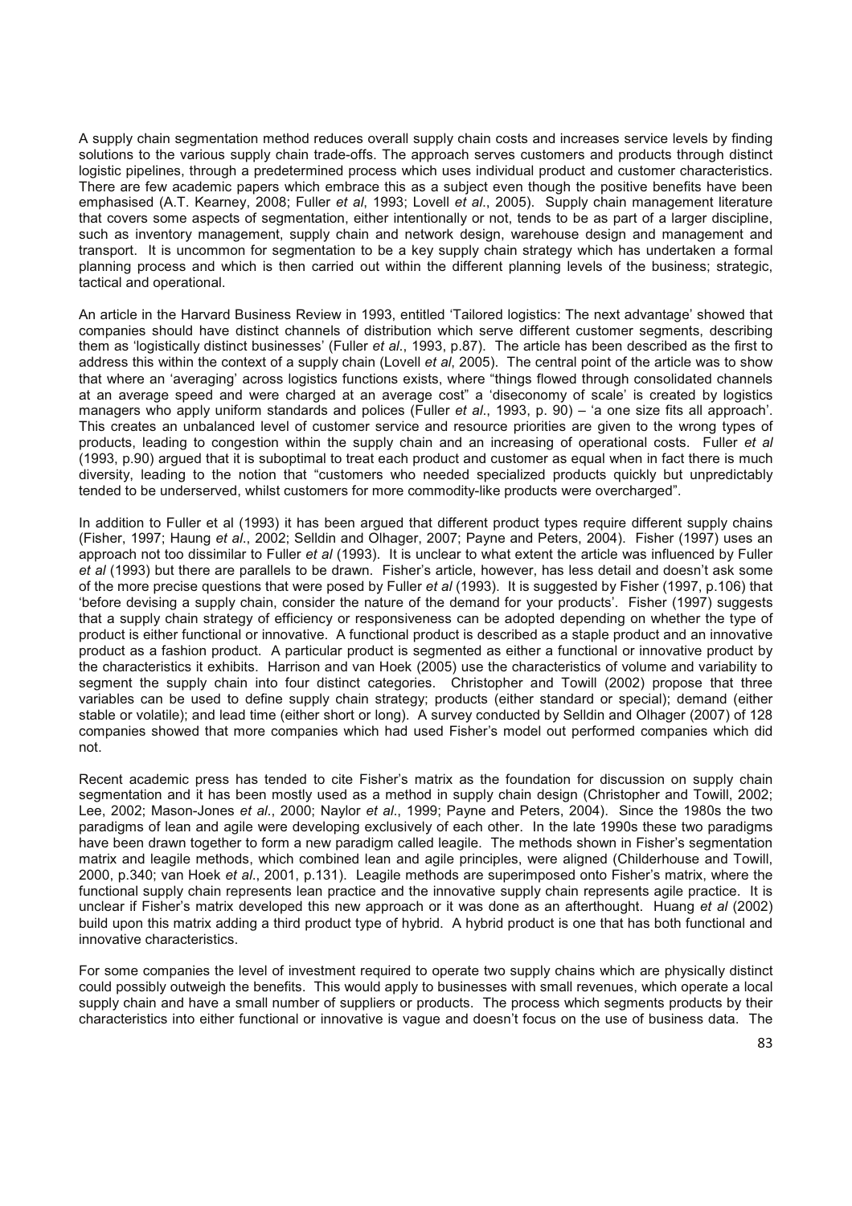A supply chain segmentation method reduces overall supply chain costs and increases service levels by finding solutions to the various supply chain trade-offs. The approach serves customers and products through distinct logistic pipelines, through a predetermined process which uses individual product and customer characteristics. There are few academic papers which embrace this as a subject even though the positive benefits have been emphasised (A.T. Kearney, 2008; Fuller *et al*, 1993; Lovell *et al*., 2005). Supply chain management literature that covers some aspects of segmentation, either intentionally or not, tends to be as part of a larger discipline, such as inventory management, supply chain and network design, warehouse design and management and transport. It is uncommon for segmentation to be a key supply chain strategy which has undertaken a formal planning process and which is then carried out within the different planning levels of the business; strategic, tactical and operational.

An article in the Harvard Business Review in 1993, entitled 'Tailored logistics: The next advantage' showed that companies should have distinct channels of distribution which serve different customer segments, describing them as 'logistically distinct businesses' (Fuller *et al*., 1993, p.87). The article has been described as the first to address this within the context of a supply chain (Lovell *et al*, 2005). The central point of the article was to show that where an 'averaging' across logistics functions exists, where "things flowed through consolidated channels at an average speed and were charged at an average cost" a 'diseconomy of scale' is created by logistics managers who apply uniform standards and polices (Fuller *et al*., 1993, p. 90) – 'a one size fits all approach'. This creates an unbalanced level of customer service and resource priorities are given to the wrong types of products, leading to congestion within the supply chain and an increasing of operational costs. Fuller *et al* (1993, p.90) argued that it is suboptimal to treat each product and customer as equal when in fact there is much diversity, leading to the notion that "customers who needed specialized products quickly but unpredictably tended to be underserved, whilst customers for more commodity-like products were overcharged".

In addition to Fuller et al (1993) it has been argued that different product types require different supply chains (Fisher, 1997; Haung *et al*., 2002; Selldin and Olhager, 2007; Payne and Peters, 2004). Fisher (1997) uses an approach not too dissimilar to Fuller *et al* (1993). It is unclear to what extent the article was influenced by Fuller *et al* (1993) but there are parallels to be drawn. Fisher's article, however, has less detail and doesn't ask some of the more precise questions that were posed by Fuller *et al* (1993). It is suggested by Fisher (1997, p.106) that 'before devising a supply chain, consider the nature of the demand for your products'. Fisher (1997) suggests that a supply chain strategy of efficiency or responsiveness can be adopted depending on whether the type of product is either functional or innovative. A functional product is described as a staple product and an innovative product as a fashion product. A particular product is segmented as either a functional or innovative product by the characteristics it exhibits. Harrison and van Hoek (2005) use the characteristics of volume and variability to segment the supply chain into four distinct categories. Christopher and Towill (2002) propose that three variables can be used to define supply chain strategy; products (either standard or special); demand (either stable or volatile); and lead time (either short or long). A survey conducted by Selldin and Olhager (2007) of 128 companies showed that more companies which had used Fisher's model out performed companies which did not.

Recent academic press has tended to cite Fisher's matrix as the foundation for discussion on supply chain segmentation and it has been mostly used as a method in supply chain design (Christopher and Towill, 2002; Lee, 2002; Mason-Jones *et al*., 2000; Naylor *et al*., 1999; Payne and Peters, 2004). Since the 1980s the two paradigms of lean and agile were developing exclusively of each other. In the late 1990s these two paradigms have been drawn together to form a new paradigm called leagile. The methods shown in Fisher's segmentation matrix and leagile methods, which combined lean and agile principles, were aligned (Childerhouse and Towill, 2000, p.340; van Hoek *et al*., 2001, p.131). Leagile methods are superimposed onto Fisher's matrix, where the functional supply chain represents lean practice and the innovative supply chain represents agile practice. It is unclear if Fisher's matrix developed this new approach or it was done as an afterthought. Huang *et al* (2002) build upon this matrix adding a third product type of hybrid. A hybrid product is one that has both functional and innovative characteristics.

For some companies the level of investment required to operate two supply chains which are physically distinct could possibly outweigh the benefits. This would apply to businesses with small revenues, which operate a local supply chain and have a small number of suppliers or products. The process which segments products by their characteristics into either functional or innovative is vague and doesn't focus on the use of business data. The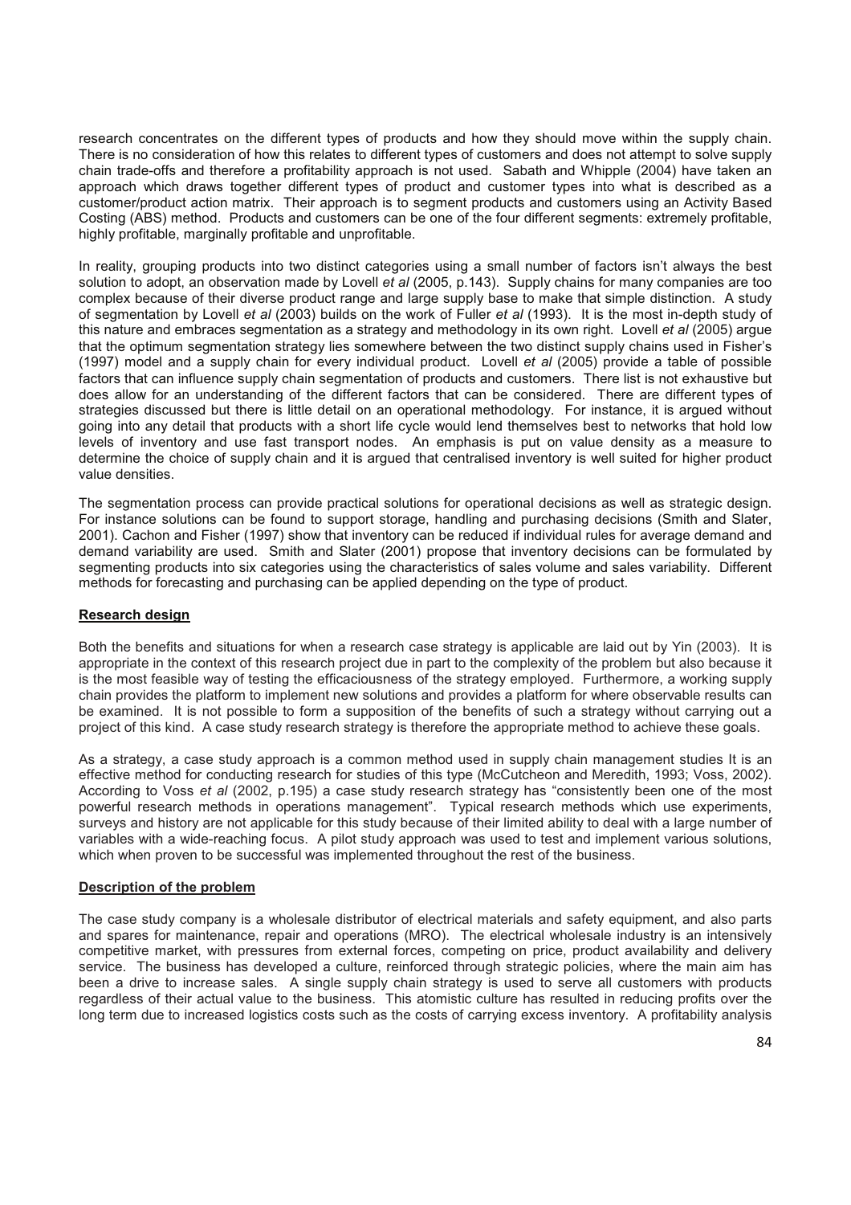research concentrates on the different types of products and how they should move within the supply chain. There is no consideration of how this relates to different types of customers and does not attempt to solve supply chain trade-offs and therefore a profitability approach is not used. Sabath and Whipple (2004) have taken an approach which draws together different types of product and customer types into what is described as a customer/product action matrix. Their approach is to segment products and customers using an Activity Based Costing (ABS) method. Products and customers can be one of the four different segments: extremely profitable, highly profitable, marginally profitable and unprofitable.

In reality, grouping products into two distinct categories using a small number of factors isn't always the best solution to adopt, an observation made by Lovell *et al* (2005, p.143). Supply chains for many companies are too complex because of their diverse product range and large supply base to make that simple distinction. A study of segmentation by Lovell *et al* (2003) builds on the work of Fuller *et al* (1993). It is the most in-depth study of this nature and embraces segmentation as a strategy and methodology in its own right. Lovell *et al* (2005) argue that the optimum segmentation strategy lies somewhere between the two distinct supply chains used in Fisher's (1997) model and a supply chain for every individual product. Lovell *et al* (2005) provide a table of possible factors that can influence supply chain segmentation of products and customers. There list is not exhaustive but does allow for an understanding of the different factors that can be considered. There are different types of strategies discussed but there is little detail on an operational methodology. For instance, it is argued without going into any detail that products with a short life cycle would lend themselves best to networks that hold low levels of inventory and use fast transport nodes. An emphasis is put on value density as a measure to determine the choice of supply chain and it is argued that centralised inventory is well suited for higher product value densities.

The segmentation process can provide practical solutions for operational decisions as well as strategic design. For instance solutions can be found to support storage, handling and purchasing decisions (Smith and Slater, 2001). Cachon and Fisher (1997) show that inventory can be reduced if individual rules for average demand and demand variability are used. Smith and Slater (2001) propose that inventory decisions can be formulated by segmenting products into six categories using the characteristics of sales volume and sales variability. Different methods for forecasting and purchasing can be applied depending on the type of product.

## Research design

Both the benefits and situations for when a research case strategy is applicable are laid out by Yin (2003). It is appropriate in the context of this research project due in part to the complexity of the problem but also because it is the most feasible way of testing the efficaciousness of the strategy employed. Furthermore, a working supply chain provides the platform to implement new solutions and provides a platform for where observable results can be examined. It is not possible to form a supposition of the benefits of such a strategy without carrying out a project of this kind. A case study research strategy is therefore the appropriate method to achieve these goals.

As a strategy, a case study approach is a common method used in supply chain management studies It is an effective method for conducting research for studies of this type (McCutcheon and Meredith, 1993; Voss, 2002). According to Voss *et al* (2002, p.195) a case study research strategy has "consistently been one of the most powerful research methods in operations management". Typical research methods which use experiments, surveys and history are not applicable for this study because of their limited ability to deal with a large number of variables with a wide-reaching focus. A pilot study approach was used to test and implement various solutions, which when proven to be successful was implemented throughout the rest of the business.

## Description of the problem

The case study company is a wholesale distributor of electrical materials and safety equipment, and also parts and spares for maintenance, repair and operations (MRO). The electrical wholesale industry is an intensively competitive market, with pressures from external forces, competing on price, product availability and delivery service. The business has developed a culture, reinforced through strategic policies, where the main aim has been a drive to increase sales. A single supply chain strategy is used to serve all customers with products regardless of their actual value to the business. This atomistic culture has resulted in reducing profits over the long term due to increased logistics costs such as the costs of carrying excess inventory. A profitability analysis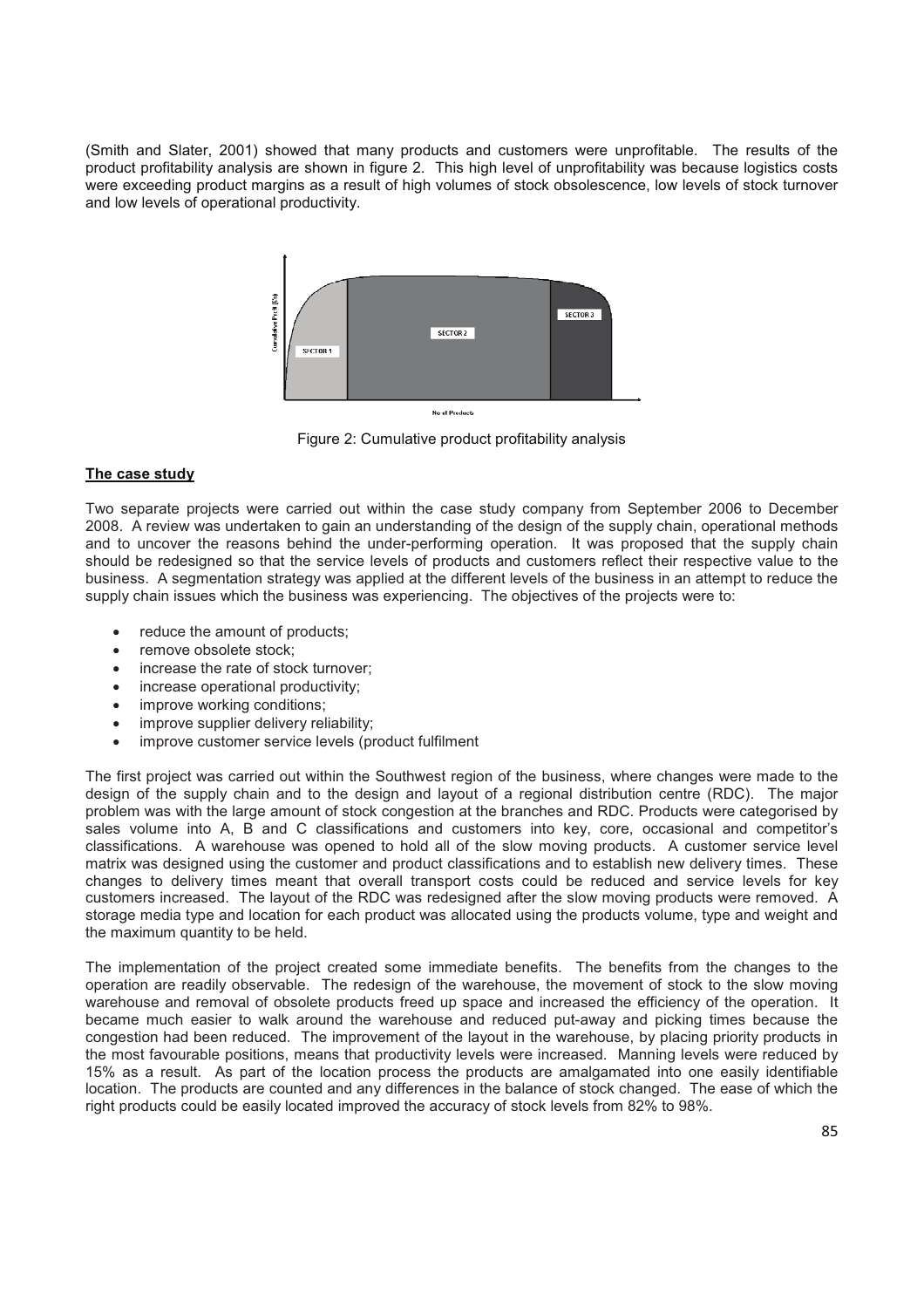(Smith and Slater, 2001) showed that many products and customers were unprofitable. The results of the product profitability analysis are shown in figure 2. This high level of unprofitability was because logistics costs were exceeding product margins as a result of high volumes of stock obsolescence, low levels of stock turnover and low levels of operational productivity.

Figure 2: Cumulative product profitability analysis

## The case study

Two separate projects were carried out within the case study company from September 2006 to December 2008. A review was undertaken to gain an understanding of the design of the supply chain, operational methods and to uncover the reasons behind the under-performing operation. It was proposed that the supply chain should be redesigned so that the service levels of products and customers reflect their respective value to the business. A segmentation strategy was applied at the different levels of the business in an attempt to reduce the supply chain issues which the business was experiencing. The objectives of the projects were to:

- reduce the amount of products;
- remove obsolete stock;
- increase the rate of stock turnover;
- increase operational productivity;
- improve working conditions;
- improve supplier delivery reliability;
- improve customer service levels (product fulfilment

The first project was carried out within the Southwest region of the business, where changes were made to the design of the supply chain and to the design and layout of a regional distribution centre (RDC). The major problem was with the large amount of stock congestion at the branches and RDC. Products were categorised by sales volume into A, B and C classifications and customers into key, core, occasional and competitor's classifications. A warehouse was opened to hold all of the slow moving products. A customer service level matrix was designed using the customer and product classifications and to establish new delivery times. These changes to delivery times meant that overall transport costs could be reduced and service levels for key customers increased. The layout of the RDC was redesigned after the slow moving products were removed. A storage media type and location for each product was allocated using the products volume, type and weight and the maximum quantity to be held.

The implementation of the project created some immediate benefits. The benefits from the changes to the operation are readily observable. The redesign of the warehouse, the movement of stock to the slow moving warehouse and removal of obsolete products freed up space and increased the efficiency of the operation. It became much easier to walk around the warehouse and reduced put-away and picking times because the congestion had been reduced. The improvement of the layout in the warehouse, by placing priority products in the most favourable positions, means that productivity levels were increased. Manning levels were reduced by 15% as a result. As part of the location process the products are amalgamated into one easily identifiable location. The products are counted and any differences in the balance of stock changed. The ease of which the right products could be easily located improved the accuracy of stock levels from 82% to 98%.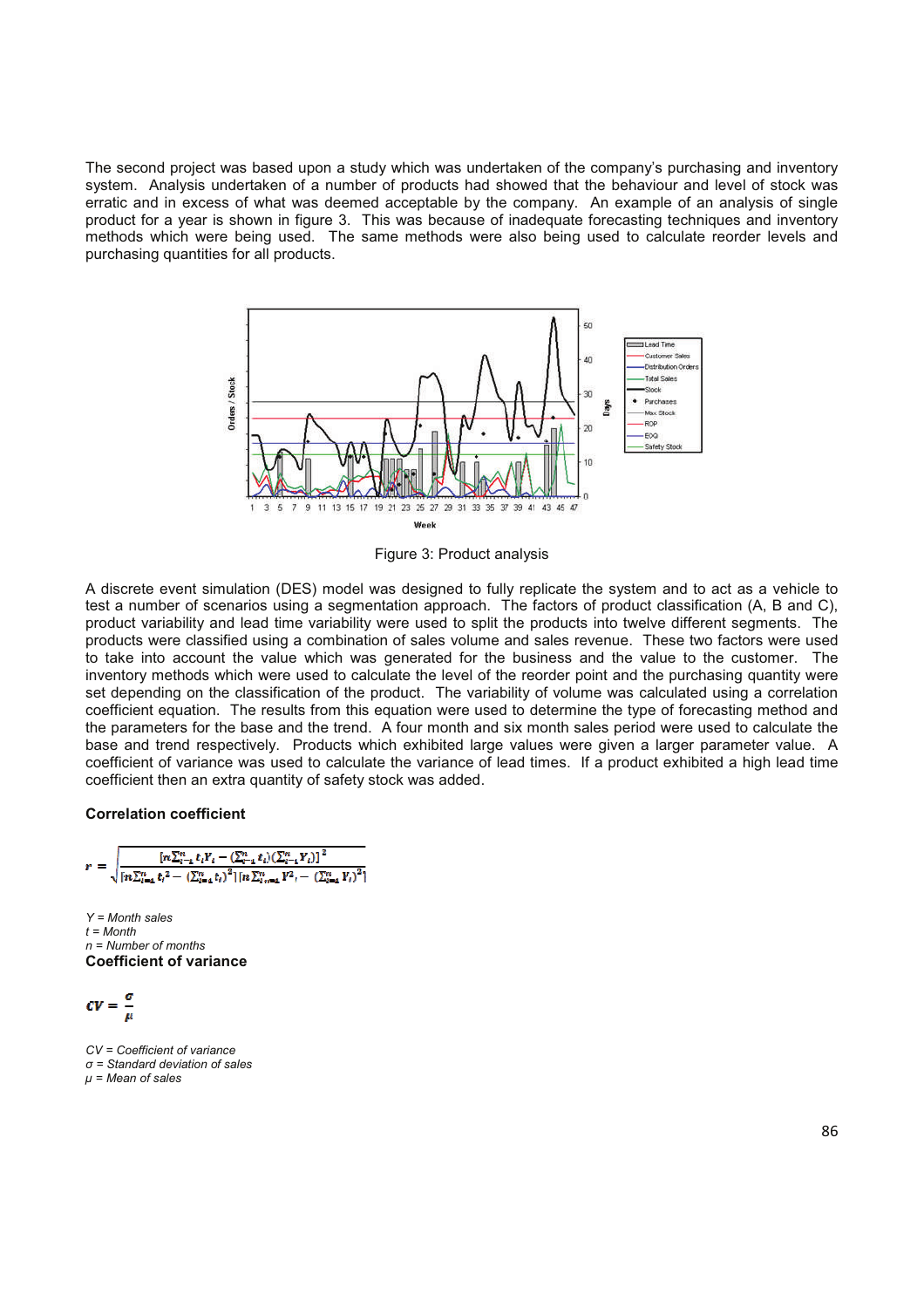The second project was based upon a study which was undertaken of the company's purchasing and inventory system. Analysis undertaken of a number of products had showed that the behaviour and level of stock was erratic and in excess of what was deemed acceptable by the company. An example of an analysis of single product for a year is shown in figure 3. This was because of inadequate forecasting techniques and inventory methods which were being used. The same methods were also being used to calculate reorder levels and purchasing quantities for all products.

Figure 3: Product analysis

A discrete event simulation (DES) model was designed to fully replicate the system and to act as a vehicle to test a number of scenarios using a segmentation approach. The factors of product classification (A, B and C), product variability and lead time variability were used to split the products into twelve different segments. The products were classified using a combination of sales volume and sales revenue. These two factors were used to take into account the value which was generated for the business and the value to the customer. The inventory methods which were used to calculate the level of the reorder point and the purchasing quantity were set depending on the classification of the product. The variability of volume was calculated using a correlation coefficient equation. The results from this equation were used to determine the type of forecasting method and the parameters for the base and the trend. A four month and six month sales period were used to calculate the base and trend respectively. Products which exhibited large values were given a larger parameter value. A coefficient of variance was used to calculate the variance of lead times. If a product exhibited a high lead time coefficient then an extra quantity of safety stock was added.

**Correlation coefficient**

$$r = \sqrt{\frac{\left[n\sum_{i=1}^{n} t_i Y_i - \left(\sum_{i=1}^{n} t_i\right)\left(\sum_{i=1}^{n} Y_i\right)\right]^2}{\left[n\sum_{i=1}^{n} t_i^2 - \left(\sum_{i=1}^{n} t_i\right)^2\right]\left[n\sum_{i=1}^{n} Y_i^2 - \left(\sum_{i=1}^{n} Y_i\right)^2\right]}}$$

*Y = Month sales*
*t = Month*
*n = Number of months*

**Coefficient of variance**

$$CV = \frac{\sigma}{\mu}$$

*CV = Coefficient of variance*
*σ = Standard deviation of sales*
*μ = Mean of sales*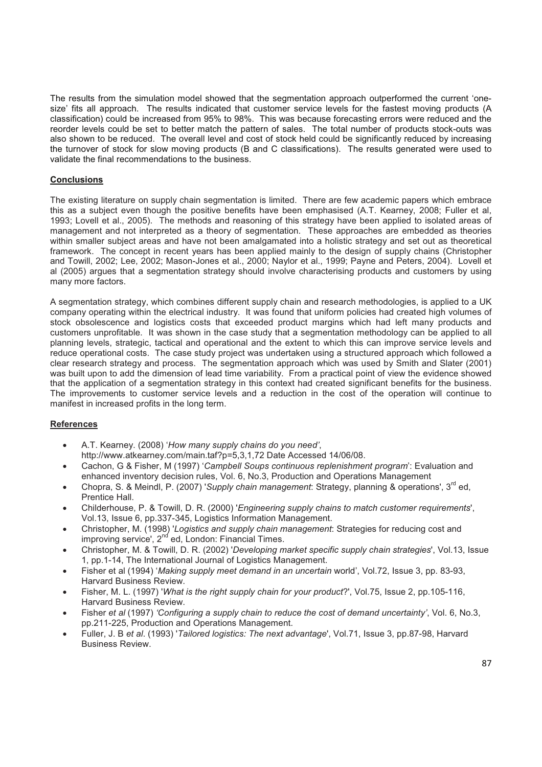The results from the simulation model showed that the segmentation approach outperformed the current 'one-size' fits all approach. The results indicated that customer service levels for the fastest moving products (A classification) could be increased from 95% to 98%. This was because forecasting errors were reduced and the reorder levels could be set to better match the pattern of sales. The total number of products stock-outs was also shown to be reduced. The overall level and cost of stock held could be significantly reduced by increasing the turnover of stock for slow moving products (B and C classifications). The results generated were used to validate the final recommendations to the business.

## Conclusions

The existing literature on supply chain segmentation is limited. There are few academic papers which embrace this as a subject even though the positive benefits have been emphasised (A.T. Kearney, 2008; Fuller et al, 1993; Lovell et al., 2005). The methods and reasoning of this strategy have been applied to isolated areas of management and not interpreted as a theory of segmentation. These approaches are embedded as theories within smaller subject areas and have not been amalgamated into a holistic strategy and set out as theoretical framework. The concept in recent years has been applied mainly to the design of supply chains (Christopher and Towill, 2002; Lee, 2002; Mason-Jones et al., 2000; Naylor et al., 1999; Payne and Peters, 2004). Lovell et al (2005) argues that a segmentation strategy should involve characterising products and customers by using many more factors.

A segmentation strategy, which combines different supply chain and research methodologies, is applied to a UK company operating within the electrical industry. It was found that uniform policies had created high volumes of stock obsolescence and logistics costs that exceeded product margins which had left many products and customers unprofitable. It was shown in the case study that a segmentation methodology can be applied to all planning levels, strategic, tactical and operational and the extent to which this can improve service levels and reduce operational costs. The case study project was undertaken using a structured approach which followed a clear research strategy and process. The segmentation approach which was used by Smith and Slater (2001) was built upon to add the dimension of lead time variability. From a practical point of view the evidence showed that the application of a segmentation strategy in this context had created significant benefits for the business. The improvements to customer service levels and a reduction in the cost of the operation will continue to manifest in increased profits in the long term.

## References

- A.T. Kearney. (2008) '*How many supply chains do you need'*, http://www.atkearney.com/main.taf?p=5,3,1,72 Date Accessed 14/06/08.
- Cachon, G & Fisher, M (1997) '*Campbell Soups continuous replenishment program*': Evaluation and enhanced inventory decision rules, Vol. 6, No.3, Production and Operations Management
- Chopra, S. & Meindl, P. (2007) '*Supply chain management*: Strategy, planning & operations', 3rd ed, Prentice Hall.
- Childerhouse, P. & Towill, D. R. (2000) '*Engineering supply chains to match customer requirements*', Vol.13, Issue 6, pp.337-345, Logistics Information Management.
- Christopher, M. (1998) '*Logistics and supply chain management*: Strategies for reducing cost and improving service', 2nd ed, London: Financial Times.
- Christopher, M. & Towill, D. R. (2002) '*Developing market specific supply chain strategies*', Vol.13, Issue 1, pp.1-14, The International Journal of Logistics Management.
- Fisher et al (1994) '*Making supply meet demand in an uncertain* world', Vol.72, Issue 3, pp. 83-93, Harvard Business Review.
- Fisher, M. L. (1997) '*What is the right supply chain for your product*?', Vol.75, Issue 2, pp.105-116, Harvard Business Review.
- Fisher *et al* (1997) *'Configuring a supply chain to reduce the cost of demand uncertainty'*, Vol. 6, No.3, pp.211-225, Production and Operations Management.
- Fuller, J. B *et al*. (1993) '*Tailored logistics: The next advantage*', Vol.71, Issue 3, pp.87-98, Harvard Business Review.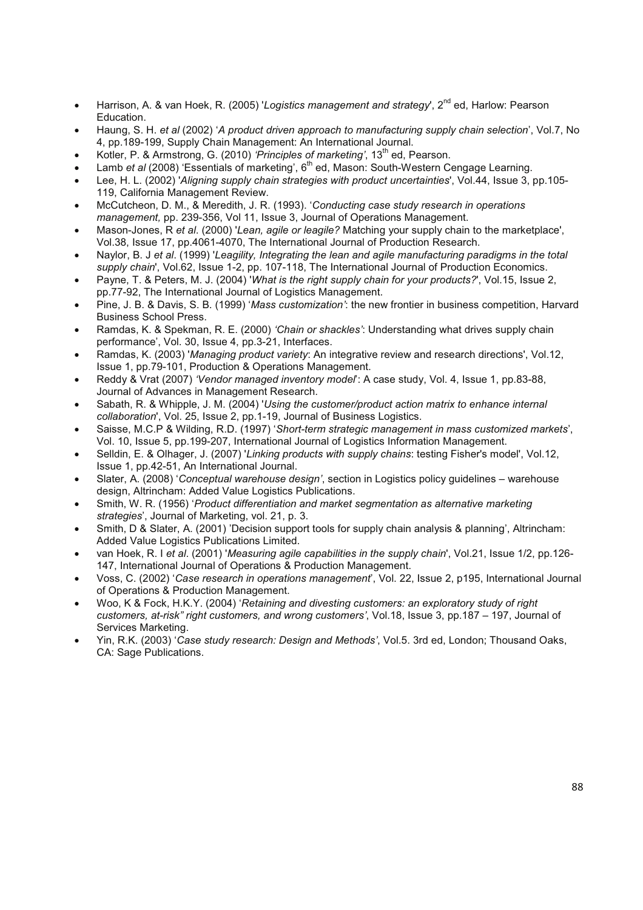- Harrison, A. & van Hoek, R. (2005) '*Logistics management and strategy*', 2nd ed, Harlow: Pearson Education.
- Haung, S. H. *et al* (2002) '*A product driven approach to manufacturing supply chain selection*', Vol.7, No 4, pp.189-199, Supply Chain Management: An International Journal.
- Kotler, P. & Armstrong, G. (2010) *'Principles of marketing'*, 13th ed, Pearson.
- Lamb *et al* (2008) 'Essentials of marketing', 6th ed, Mason: South-Western Cengage Learning.
- Lee, H. L. (2002) '*Aligning supply chain strategies with product uncertainties*', Vol.44, Issue 3, pp.105-119, California Management Review.
- McCutcheon, D. M., & Meredith, J. R. (1993). '*Conducting case study research in operations management,* pp. 239-356, Vol 11, Issue 3, Journal of Operations Management.
- Mason-Jones, R *et al*. (2000) '*Lean, agile or leagile?* Matching your supply chain to the marketplace', Vol.38, Issue 17, pp.4061-4070, The International Journal of Production Research.
- Naylor, B. J *et al*. (1999) '*Leagility, Integrating the lean and agile manufacturing paradigms in the total supply chain*', Vol.62, Issue 1-2, pp. 107-118, The International Journal of Production Economics.
- Payne, T. & Peters, M. J. (2004) '*What is the right supply chain for your products?*', Vol.15, Issue 2, pp.77-92, The International Journal of Logistics Management.
- Pine, J. B. & Davis, S. B. (1999) '*Mass customization'*: the new frontier in business competition, Harvard Business School Press.
- Ramdas, K. & Spekman, R. E. (2000) *'Chain or shackles'*: Understanding what drives supply chain performance', Vol. 30, Issue 4, pp.3-21, Interfaces.
- Ramdas, K. (2003) '*Managing product variety*: An integrative review and research directions', Vol.12, Issue 1, pp.79-101, Production & Operations Management.
- Reddy & Vrat (2007) *'Vendor managed inventory model*': A case study, Vol. 4, Issue 1, pp.83-88, Journal of Advances in Management Research.
- Sabath, R. & Whipple, J. M. (2004) '*Using the customer/product action matrix to enhance internal collaboration*', Vol. 25, Issue 2, pp.1-19, Journal of Business Logistics.
- Saisse, M.C.P & Wilding, R.D. (1997) '*Short-term strategic management in mass customized markets*', Vol. 10, Issue 5, pp.199-207, International Journal of Logistics Information Management.
- Selldin, E. & Olhager, J. (2007) '*Linking products with supply chains*: testing Fisher's model', Vol.12, Issue 1, pp.42-51, An International Journal.
- Slater, A. (2008) '*Conceptual warehouse design'*, section in Logistics policy guidelines – warehouse design, Altrincham: Added Value Logistics Publications.
- Smith, W. R. (1956) '*Product differentiation and market segmentation as alternative marketing strategies*', Journal of Marketing, vol. 21, p. 3.
- Smith, D & Slater, A. (2001) 'Decision support tools for supply chain analysis & planning', Altrincham: Added Value Logistics Publications Limited.
- van Hoek, R. I *et al*. (2001) '*Measuring agile capabilities in the supply chain*', Vol.21, Issue 1/2, pp.126-147, International Journal of Operations & Production Management.
- Voss, C. (2002) '*Case research in operations management*', Vol. 22, Issue 2, p195, International Journal of Operations & Production Management.
- Woo, K & Fock, H.K.Y. (2004) '*Retaining and divesting customers: an exploratory study of right customers, at-risk" right customers, and wrong customers'*, Vol.18, Issue 3, pp.187 – 197, Journal of Services Marketing.
- Yin, R.K. (2003) '*Case study research: Design and Methods'*, Vol.5. 3rd ed, London; Thousand Oaks, CA: Sage Publications.